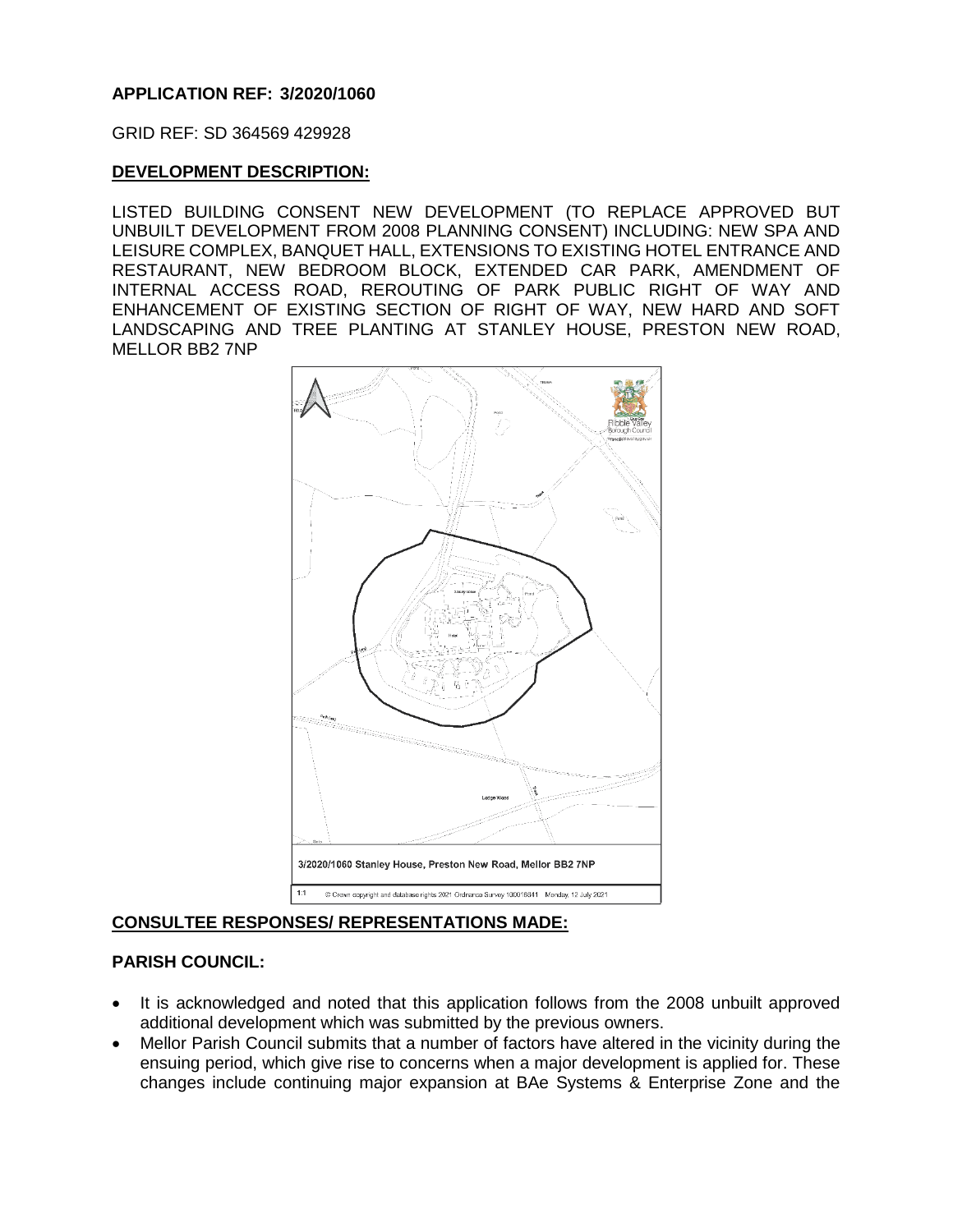**APPLICATION REF: 3/2020/1060**

GRID REF: SD 364569 429928

**DEVELOPMENT DESCRIPTION:**

LISTED BUILDING CONSENT NEW DEVELOPMENT (TO REPLACE APPROVED BUT UNBUILT DEVELOPMENT FROM 2008 PLANNING CONSENT) INCLUDING: NEW SPA AND LEISURE COMPLEX, BANQUET HALL, EXTENSIONS TO EXISTING HOTEL ENTRANCE AND RESTAURANT, NEW BEDROOM BLOCK, EXTENDED CAR PARK, AMENDMENT OF INTERNAL ACCESS ROAD, REROUTING OF PARK PUBLIC RIGHT OF WAY AND ENHANCEMENT OF EXISTING SECTION OF RIGHT OF WAY, NEW HARD AND SOFT LANDSCAPING AND TREE PLANTING AT STANLEY HOUSE, PRESTON NEW ROAD, MELLOR BB2 7NP

3/2020/1060 Stanley House, Preston New Road, Mellor BB2 7NP

1:1 © Crown copyright and database rights 2021 Ordnance Survey 100018841 Monday, 12 July 2021

**CONSULTEE RESPONSES/ REPRESENTATIONS MADE:**

**PARISH COUNCIL:**

- It is acknowledged and noted that this application follows from the 2008 unbuilt approved additional development which was submitted by the previous owners.
- Mellor Parish Council submits that a number of factors have altered in the vicinity during the ensuing period, which give rise to concerns when a major development is applied for. These changes include continuing major expansion at BAe Systems & Enterprise Zone and the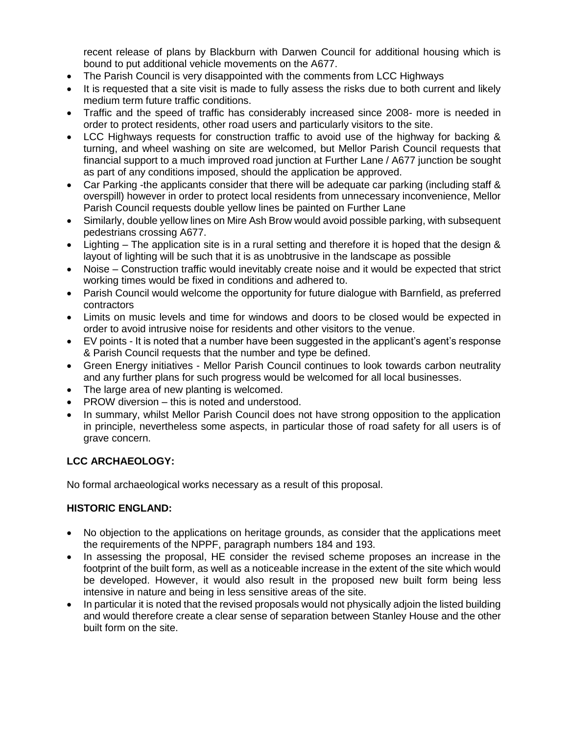recent release of plans by Blackburn with Darwen Council for additional housing which is bound to put additional vehicle movements on the A677.

- The Parish Council is very disappointed with the comments from LCC Highways
- It is requested that a site visit is made to fully assess the risks due to both current and likely medium term future traffic conditions.
- Traffic and the speed of traffic has considerably increased since 2008- more is needed in order to protect residents, other road users and particularly visitors to the site.
- LCC Highways requests for construction traffic to avoid use of the highway for backing & turning, and wheel washing on site are welcomed, but Mellor Parish Council requests that financial support to a much improved road junction at Further Lane / A677 junction be sought as part of any conditions imposed, should the application be approved.
- Car Parking -the applicants consider that there will be adequate car parking (including staff & overspill) however in order to protect local residents from unnecessary inconvenience, Mellor Parish Council requests double yellow lines be painted on Further Lane
- Similarly, double yellow lines on Mire Ash Brow would avoid possible parking, with subsequent pedestrians crossing A677.
- Lighting – The application site is in a rural setting and therefore it is hoped that the design & layout of lighting will be such that it is as unobtrusive in the landscape as possible
- Noise – Construction traffic would inevitably create noise and it would be expected that strict working times would be fixed in conditions and adhered to.
- Parish Council would welcome the opportunity for future dialogue with Barnfield, as preferred contractors
- Limits on music levels and time for windows and doors to be closed would be expected in order to avoid intrusive noise for residents and other visitors to the venue.
- EV points - It is noted that a number have been suggested in the applicant's agent's response & Parish Council requests that the number and type be defined.
- Green Energy initiatives - Mellor Parish Council continues to look towards carbon neutrality and any further plans for such progress would be welcomed for all local businesses.
- The large area of new planting is welcomed.
- PROW diversion – this is noted and understood.
- In summary, whilst Mellor Parish Council does not have strong opposition to the application in principle, nevertheless some aspects, in particular those of road safety for all users is of grave concern.

**LCC ARCHAEOLOGY:**

No formal archaeological works necessary as a result of this proposal.

**HISTORIC ENGLAND:**

- No objection to the applications on heritage grounds, as consider that the applications meet the requirements of the NPPF, paragraph numbers 184 and 193.
- In assessing the proposal, HE consider the revised scheme proposes an increase in the footprint of the built form, as well as a noticeable increase in the extent of the site which would be developed. However, it would also result in the proposed new built form being less intensive in nature and being in less sensitive areas of the site.
- In particular it is noted that the revised proposals would not physically adjoin the listed building and would therefore create a clear sense of separation between Stanley House and the other built form on the site.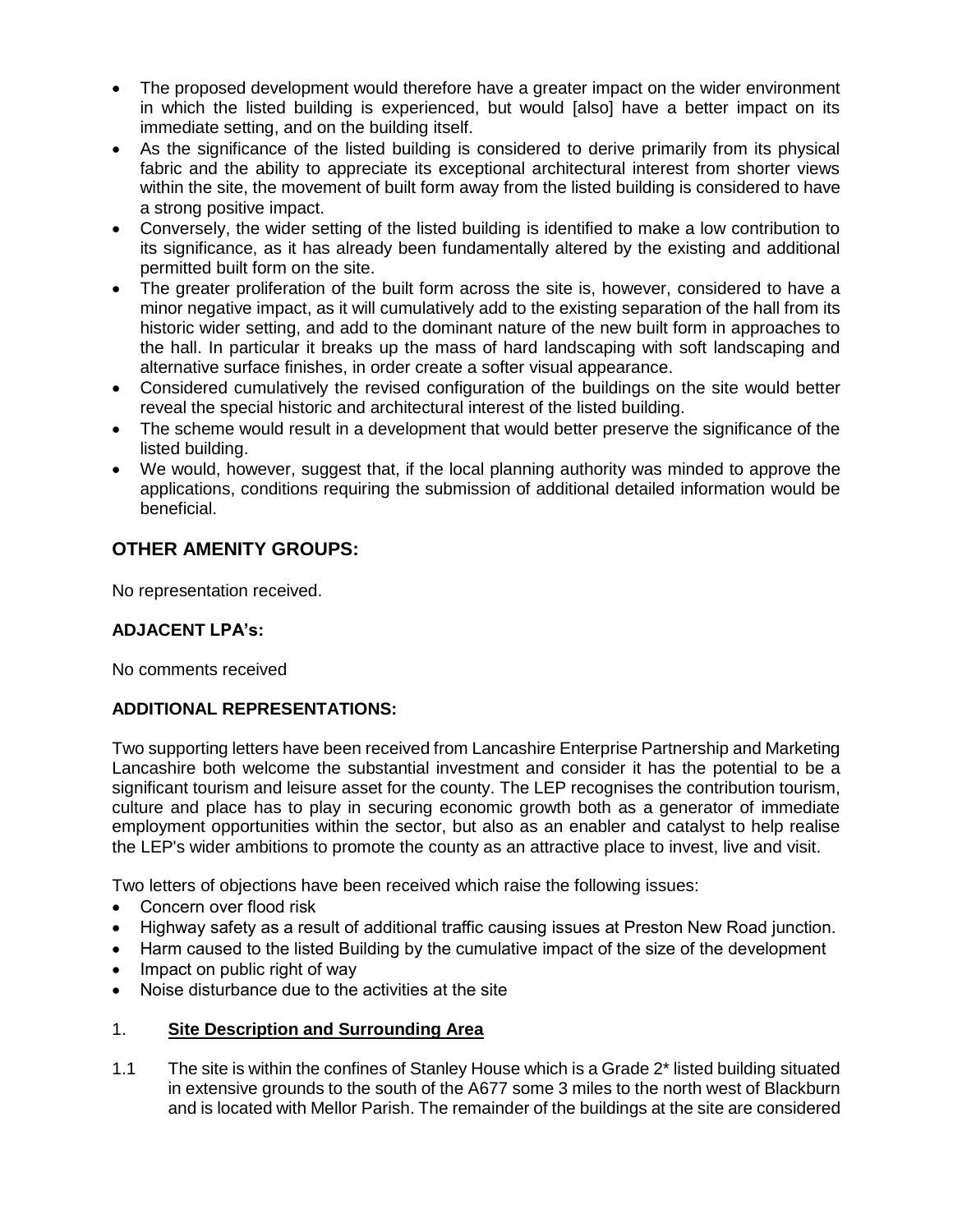- The proposed development would therefore have a greater impact on the wider environment in which the listed building is experienced, but would [also] have a better impact on its immediate setting, and on the building itself.
- As the significance of the listed building is considered to derive primarily from its physical fabric and the ability to appreciate its exceptional architectural interest from shorter views within the site, the movement of built form away from the listed building is considered to have a strong positive impact.
- Conversely, the wider setting of the listed building is identified to make a low contribution to its significance, as it has already been fundamentally altered by the existing and additional permitted built form on the site.
- The greater proliferation of the built form across the site is, however, considered to have a minor negative impact, as it will cumulatively add to the existing separation of the hall from its historic wider setting, and add to the dominant nature of the new built form in approaches to the hall. In particular it breaks up the mass of hard landscaping with soft landscaping and alternative surface finishes, in order create a softer visual appearance.
- Considered cumulatively the revised configuration of the buildings on the site would better reveal the special historic and architectural interest of the listed building.
- The scheme would result in a development that would better preserve the significance of the listed building.
- We would, however, suggest that, if the local planning authority was minded to approve the applications, conditions requiring the submission of additional detailed information would be beneficial.

## OTHER AMENITY GROUPS:

No representation received.

### ADJACENT LPA's:

No comments received

### ADDITIONAL REPRESENTATIONS:

Two supporting letters have been received from Lancashire Enterprise Partnership and Marketing Lancashire both welcome the substantial investment and consider it has the potential to be a significant tourism and leisure asset for the county. The LEP recognises the contribution tourism, culture and place has to play in securing economic growth both as a generator of immediate employment opportunities within the sector, but also as an enabler and catalyst to help realise the LEP's wider ambitions to promote the county as an attractive place to invest, live and visit.

Two letters of objections have been received which raise the following issues:

- Concern over flood risk
- Highway safety as a result of additional traffic causing issues at Preston New Road junction.
- Harm caused to the listed Building by the cumulative impact of the size of the development
- Impact on public right of way
- Noise disturbance due to the activities at the site

### 1. Site Description and Surrounding Area

1.1 The site is within the confines of Stanley House which is a Grade 2* listed building situated in extensive grounds to the south of the A677 some 3 miles to the north west of Blackburn and is located with Mellor Parish. The remainder of the buildings at the site are considered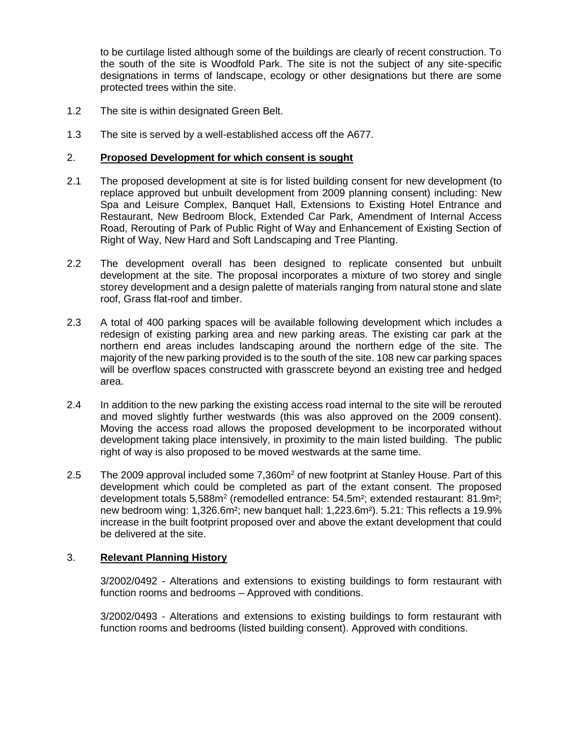to be curtilage listed although some of the buildings are clearly of recent construction. To the south of the site is Woodfold Park. The site is not the subject of any site-specific designations in terms of landscape, ecology or other designations but there are some protected trees within the site.

1.2 The site is within designated Green Belt.

1.3 The site is served by a well-established access off the A677.

## 2. **Proposed Development for which consent is sought**

2.1 The proposed development at site is for listed building consent for new development (to replace approved but unbuilt development from 2009 planning consent) including: New Spa and Leisure Complex, Banquet Hall, Extensions to Existing Hotel Entrance and Restaurant, New Bedroom Block, Extended Car Park, Amendment of Internal Access Road, Rerouting of Park of Public Right of Way and Enhancement of Existing Section of Right of Way, New Hard and Soft Landscaping and Tree Planting.

2.2 The development overall has been designed to replicate consented but unbuilt development at the site. The proposal incorporates a mixture of two storey and single storey development and a design palette of materials ranging from natural stone and slate roof, Grass flat-roof and timber.

2.3 A total of 400 parking spaces will be available following development which includes a redesign of existing parking area and new parking areas. The existing car park at the northern end areas includes landscaping around the northern edge of the site. The majority of the new parking provided is to the south of the site. 108 new car parking spaces will be overflow spaces constructed with grasscrete beyond an existing tree and hedged area.

2.4 In addition to the new parking the existing access road internal to the site will be rerouted and moved slightly further westwards (this was also approved on the 2009 consent). Moving the access road allows the proposed development to be incorporated without development taking place intensively, in proximity to the main listed building. The public right of way is also proposed to be moved westwards at the same time.

2.5 The 2009 approval included some 7,360m$^2$ of new footprint at Stanley House. Part of this development which could be completed as part of the extant consent. The proposed development totals 5,588m$^2$ (remodelled entrance: 54.5m$^2$; extended restaurant: 81.9m$^2$; new bedroom wing: 1,326.6m$^2$; new banquet hall: 1,223.6m$^2$). 5.21: This reflects a 19.9% increase in the built footprint proposed over and above the extant development that could be delivered at the site.

## 3. **Relevant Planning History**

3/2002/0492 - Alterations and extensions to existing buildings to form restaurant with function rooms and bedrooms – Approved with conditions.

3/2002/0493 - Alterations and extensions to existing buildings to form restaurant with function rooms and bedrooms (listed building consent). Approved with conditions.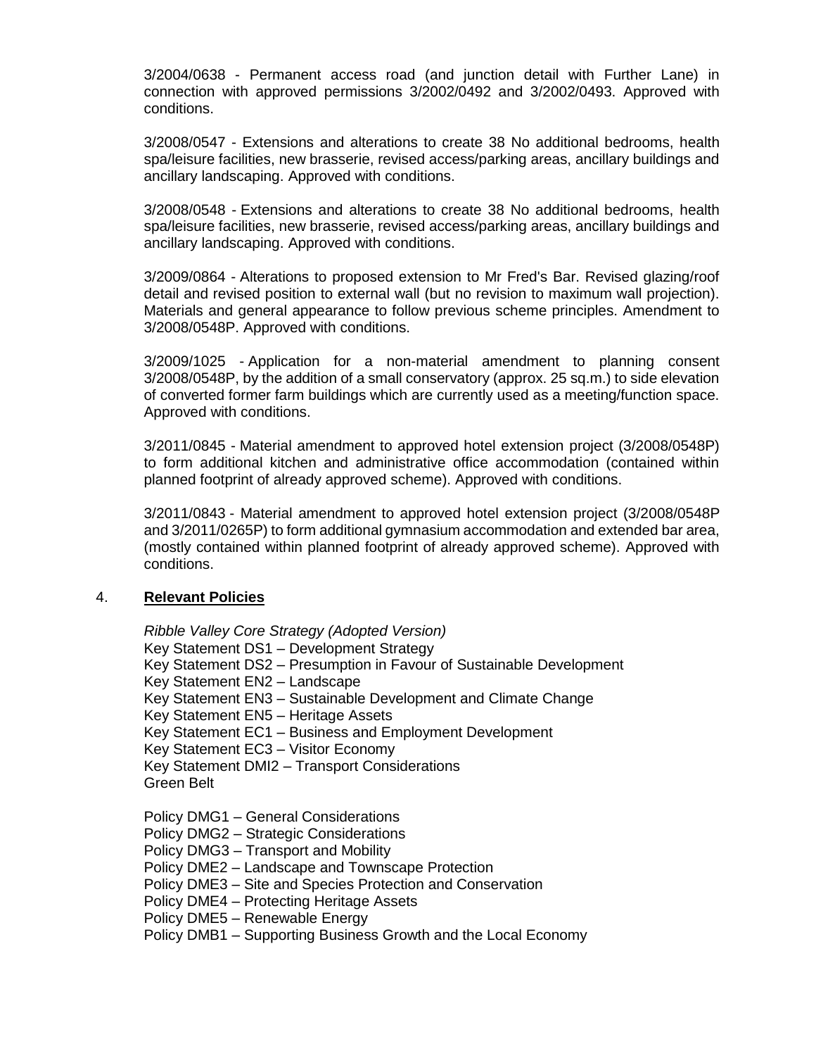3/2004/0638 - Permanent access road (and junction detail with Further Lane) in connection with approved permissions 3/2002/0492 and 3/2002/0493. Approved with conditions.

3/2008/0547 - Extensions and alterations to create 38 No additional bedrooms, health spa/leisure facilities, new brasserie, revised access/parking areas, ancillary buildings and ancillary landscaping. Approved with conditions.

3/2008/0548 - Extensions and alterations to create 38 No additional bedrooms, health spa/leisure facilities, new brasserie, revised access/parking areas, ancillary buildings and ancillary landscaping. Approved with conditions.

3/2009/0864 - Alterations to proposed extension to Mr Fred's Bar. Revised glazing/roof detail and revised position to external wall (but no revision to maximum wall projection). Materials and general appearance to follow previous scheme principles. Amendment to 3/2008/0548P. Approved with conditions.

3/2009/1025 - Application for a non-material amendment to planning consent 3/2008/0548P, by the addition of a small conservatory (approx. 25 sq.m.) to side elevation of converted former farm buildings which are currently used as a meeting/function space. Approved with conditions.

3/2011/0845 - Material amendment to approved hotel extension project (3/2008/0548P) to form additional kitchen and administrative office accommodation (contained within planned footprint of already approved scheme). Approved with conditions.

3/2011/0843 - Material amendment to approved hotel extension project (3/2008/0548P and 3/2011/0265P) to form additional gymnasium accommodation and extended bar area, (mostly contained within planned footprint of already approved scheme). Approved with conditions.

## 4. **Relevant Policies**

*Ribble Valley Core Strategy (Adopted Version)*
Key Statement DS1 – Development Strategy
Key Statement DS2 – Presumption in Favour of Sustainable Development
Key Statement EN2 – Landscape
Key Statement EN3 – Sustainable Development and Climate Change
Key Statement EN5 – Heritage Assets
Key Statement EC1 – Business and Employment Development
Key Statement EC3 – Visitor Economy
Key Statement DMI2 – Transport Considerations
Green Belt

Policy DMG1 – General Considerations
Policy DMG2 – Strategic Considerations
Policy DMG3 – Transport and Mobility
Policy DME2 – Landscape and Townscape Protection
Policy DME3 – Site and Species Protection and Conservation
Policy DME4 – Protecting Heritage Assets
Policy DME5 – Renewable Energy
Policy DMB1 – Supporting Business Growth and the Local Economy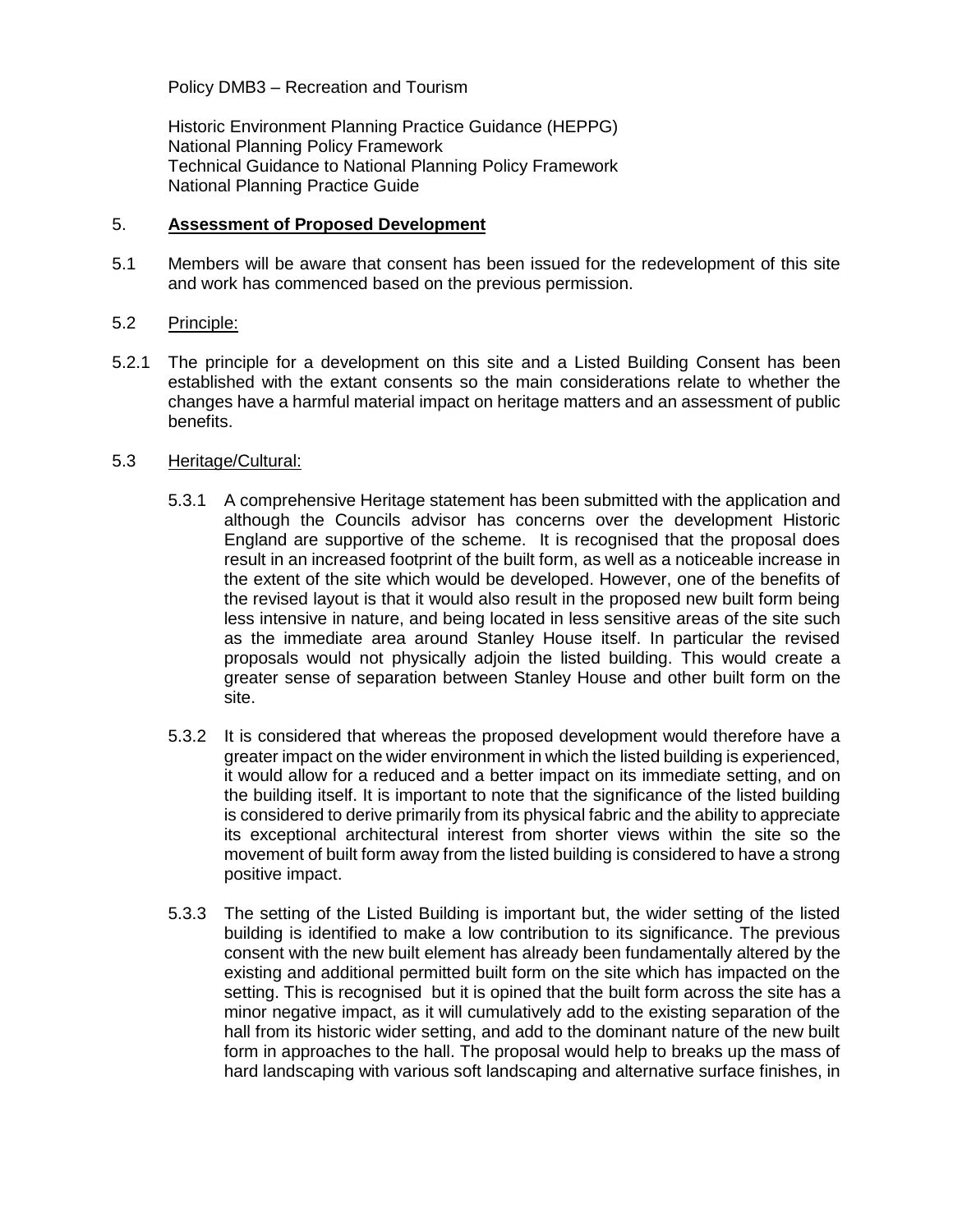Policy DMB3 – Recreation and Tourism

Historic Environment Planning Practice Guidance (HEPPG)
National Planning Policy Framework
Technical Guidance to National Planning Policy Framework
National Planning Practice Guide

## 5. **Assessment of Proposed Development**

5.1 Members will be aware that consent has been issued for the redevelopment of this site and work has commenced based on the previous permission.

5.2 Principle:

5.2.1 The principle for a development on this site and a Listed Building Consent has been established with the extant consents so the main considerations relate to whether the changes have a harmful material impact on heritage matters and an assessment of public benefits.

5.3 Heritage/Cultural:

5.3.1 A comprehensive Heritage statement has been submitted with the application and although the Councils advisor has concerns over the development Historic England are supportive of the scheme. It is recognised that the proposal does result in an increased footprint of the built form, as well as a noticeable increase in the extent of the site which would be developed. However, one of the benefits of the revised layout is that it would also result in the proposed new built form being less intensive in nature, and being located in less sensitive areas of the site such as the immediate area around Stanley House itself. In particular the revised proposals would not physically adjoin the listed building. This would create a greater sense of separation between Stanley House and other built form on the site.

5.3.2 It is considered that whereas the proposed development would therefore have a greater impact on the wider environment in which the listed building is experienced, it would allow for a reduced and a better impact on its immediate setting, and on the building itself. It is important to note that the significance of the listed building is considered to derive primarily from its physical fabric and the ability to appreciate its exceptional architectural interest from shorter views within the site so the movement of built form away from the listed building is considered to have a strong positive impact.

5.3.3 The setting of the Listed Building is important but, the wider setting of the listed building is identified to make a low contribution to its significance. The previous consent with the new built element has already been fundamentally altered by the existing and additional permitted built form on the site which has impacted on the setting. This is recognised but it is opined that the built form across the site has a minor negative impact, as it will cumulatively add to the existing separation of the hall from its historic wider setting, and add to the dominant nature of the new built form in approaches to the hall. The proposal would help to breaks up the mass of hard landscaping with various soft landscaping and alternative surface finishes, in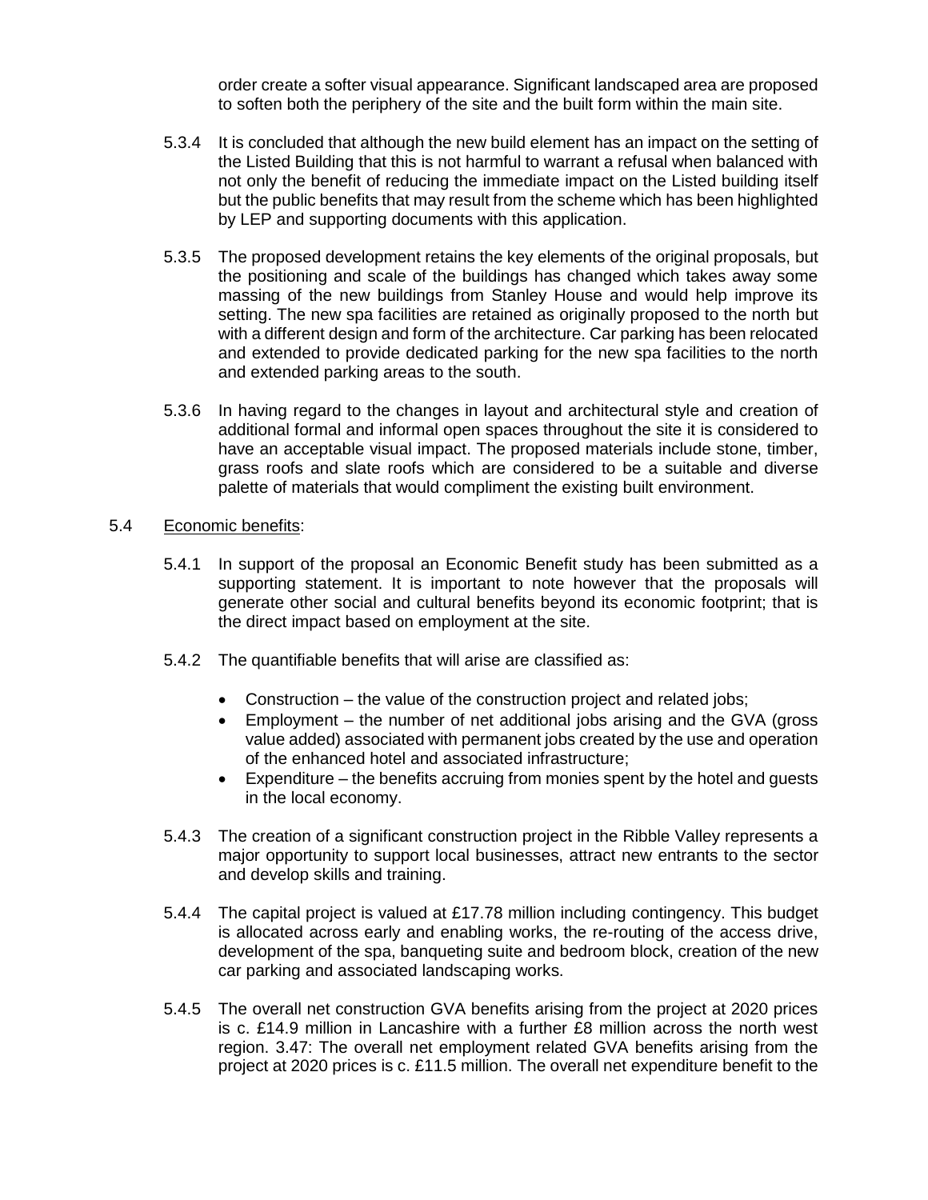order create a softer visual appearance. Significant landscaped area are proposed to soften both the periphery of the site and the built form within the main site.

5.3.4 It is concluded that although the new build element has an impact on the setting of the Listed Building that this is not harmful to warrant a refusal when balanced with not only the benefit of reducing the immediate impact on the Listed building itself but the public benefits that may result from the scheme which has been highlighted by LEP and supporting documents with this application.

5.3.5 The proposed development retains the key elements of the original proposals, but the positioning and scale of the buildings has changed which takes away some massing of the new buildings from Stanley House and would help improve its setting. The new spa facilities are retained as originally proposed to the north but with a different design and form of the architecture. Car parking has been relocated and extended to provide dedicated parking for the new spa facilities to the north and extended parking areas to the south.

5.3.6 In having regard to the changes in layout and architectural style and creation of additional formal and informal open spaces throughout the site it is considered to have an acceptable visual impact. The proposed materials include stone, timber, grass roofs and slate roofs which are considered to be a suitable and diverse palette of materials that would compliment the existing built environment.

5.4 Economic benefits:

5.4.1 In support of the proposal an Economic Benefit study has been submitted as a supporting statement. It is important to note however that the proposals will generate other social and cultural benefits beyond its economic footprint; that is the direct impact based on employment at the site.

5.4.2 The quantifiable benefits that will arise are classified as:

- Construction – the value of the construction project and related jobs;
- Employment – the number of net additional jobs arising and the GVA (gross value added) associated with permanent jobs created by the use and operation of the enhanced hotel and associated infrastructure;
- Expenditure – the benefits accruing from monies spent by the hotel and guests in the local economy.

5.4.3 The creation of a significant construction project in the Ribble Valley represents a major opportunity to support local businesses, attract new entrants to the sector and develop skills and training.

5.4.4 The capital project is valued at £17.78 million including contingency. This budget is allocated across early and enabling works, the re-routing of the access drive, development of the spa, banqueting suite and bedroom block, creation of the new car parking and associated landscaping works.

5.4.5 The overall net construction GVA benefits arising from the project at 2020 prices is c. £14.9 million in Lancashire with a further £8 million across the north west region. 3.47: The overall net employment related GVA benefits arising from the project at 2020 prices is c. £11.5 million. The overall net expenditure benefit to the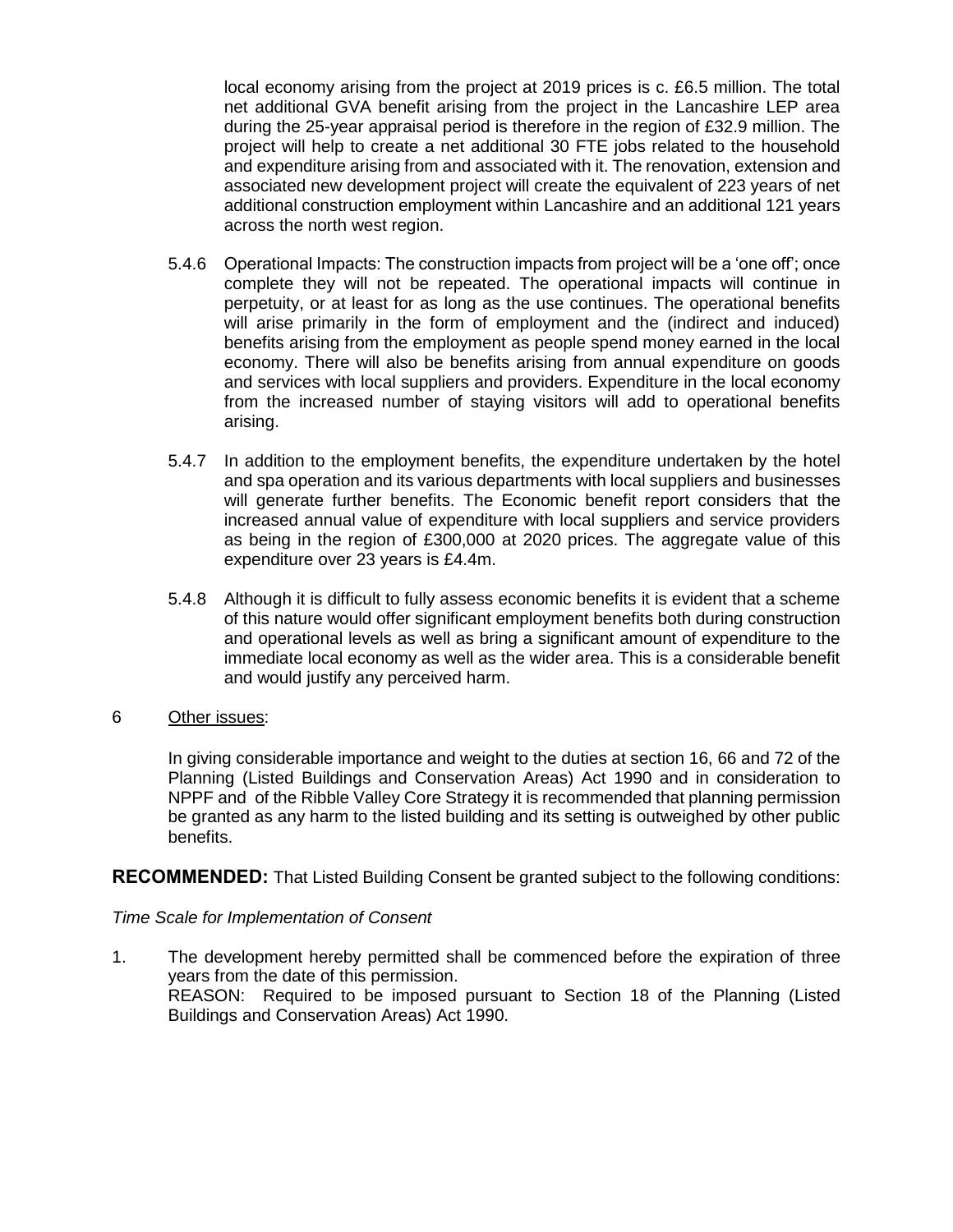local economy arising from the project at 2019 prices is c. £6.5 million. The total net additional GVA benefit arising from the project in the Lancashire LEP area during the 25-year appraisal period is therefore in the region of £32.9 million. The project will help to create a net additional 30 FTE jobs related to the household and expenditure arising from and associated with it. The renovation, extension and associated new development project will create the equivalent of 223 years of net additional construction employment within Lancashire and an additional 121 years across the north west region.

5.4.6 Operational Impacts: The construction impacts from project will be a 'one off'; once complete they will not be repeated. The operational impacts will continue in perpetuity, or at least for as long as the use continues. The operational benefits will arise primarily in the form of employment and the (indirect and induced) benefits arising from the employment as people spend money earned in the local economy. There will also be benefits arising from annual expenditure on goods and services with local suppliers and providers. Expenditure in the local economy from the increased number of staying visitors will add to operational benefits arising.

5.4.7 In addition to the employment benefits, the expenditure undertaken by the hotel and spa operation and its various departments with local suppliers and businesses will generate further benefits. The Economic benefit report considers that the increased annual value of expenditure with local suppliers and service providers as being in the region of £300,000 at 2020 prices. The aggregate value of this expenditure over 23 years is £4.4m.

5.4.8 Although it is difficult to fully assess economic benefits it is evident that a scheme of this nature would offer significant employment benefits both during construction and operational levels as well as bring a significant amount of expenditure to the immediate local economy as well as the wider area. This is a considerable benefit and would justify any perceived harm.

6 Other issues:

In giving considerable importance and weight to the duties at section 16, 66 and 72 of the Planning (Listed Buildings and Conservation Areas) Act 1990 and in consideration to NPPF and of the Ribble Valley Core Strategy it is recommended that planning permission be granted as any harm to the listed building and its setting is outweighed by other public benefits.

**RECOMMENDED:** That Listed Building Consent be granted subject to the following conditions:

*Time Scale for Implementation of Consent*

1. The development hereby permitted shall be commenced before the expiration of three years from the date of this permission.
REASON: Required to be imposed pursuant to Section 18 of the Planning (Listed Buildings and Conservation Areas) Act 1990.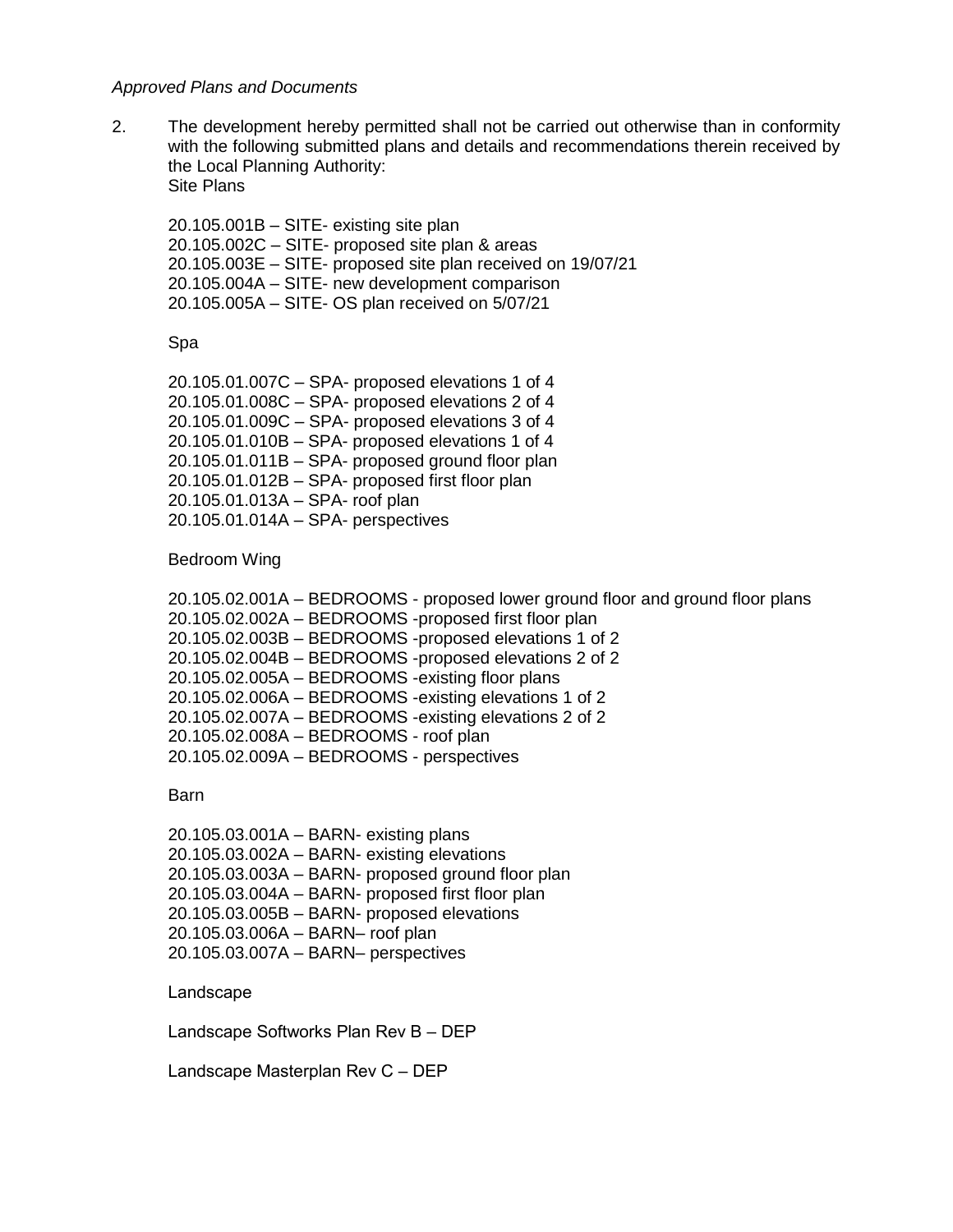*Approved Plans and Documents*

2. The development hereby permitted shall not be carried out otherwise than in conformity with the following submitted plans and details and recommendations therein received by the Local Planning Authority:

   Site Plans

   20.105.001B – SITE- existing site plan
   20.105.002C – SITE- proposed site plan & areas
   20.105.003E – SITE- proposed site plan received on 19/07/21
   20.105.004A – SITE- new development comparison
   20.105.005A – SITE- OS plan received on 5/07/21

   Spa

   20.105.01.007C – SPA- proposed elevations 1 of 4
   20.105.01.008C – SPA- proposed elevations 2 of 4
   20.105.01.009C – SPA- proposed elevations 3 of 4
   20.105.01.010B – SPA- proposed elevations 1 of 4
   20.105.01.011B – SPA- proposed ground floor plan
   20.105.01.012B – SPA- proposed first floor plan
   20.105.01.013A – SPA- roof plan
   20.105.01.014A – SPA- perspectives

   Bedroom Wing

   20.105.02.001A – BEDROOMS - proposed lower ground floor and ground floor plans
   20.105.02.002A – BEDROOMS -proposed first floor plan
   20.105.02.003B – BEDROOMS -proposed elevations 1 of 2
   20.105.02.004B – BEDROOMS -proposed elevations 2 of 2
   20.105.02.005A – BEDROOMS -existing floor plans
   20.105.02.006A – BEDROOMS -existing elevations 1 of 2
   20.105.02.007A – BEDROOMS -existing elevations 2 of 2
   20.105.02.008A – BEDROOMS - roof plan
   20.105.02.009A – BEDROOMS - perspectives

   Barn

   20.105.03.001A – BARN- existing plans
   20.105.03.002A – BARN- existing elevations
   20.105.03.003A – BARN- proposed ground floor plan
   20.105.03.004A – BARN- proposed first floor plan
   20.105.03.005B – BARN- proposed elevations
   20.105.03.006A – BARN– roof plan
   20.105.03.007A – BARN– perspectives

   Landscape

   Landscape Softworks Plan Rev B – DEP

   Landscape Masterplan Rev C – DEP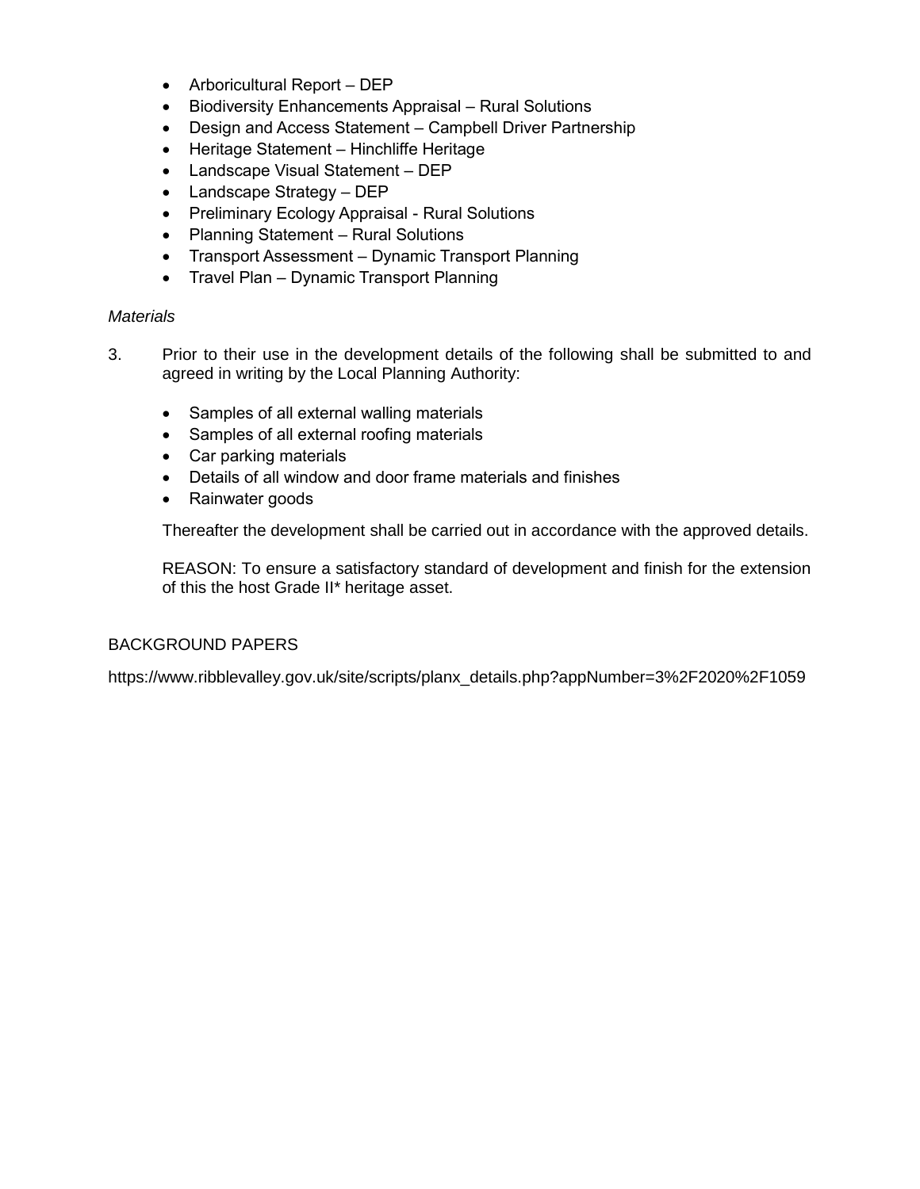- Arboricultural Report – DEP
- Biodiversity Enhancements Appraisal – Rural Solutions
- Design and Access Statement – Campbell Driver Partnership
- Heritage Statement – Hinchliffe Heritage
- Landscape Visual Statement – DEP
- Landscape Strategy – DEP
- Preliminary Ecology Appraisal - Rural Solutions
- Planning Statement – Rural Solutions
- Transport Assessment – Dynamic Transport Planning
- Travel Plan – Dynamic Transport Planning

*Materials*

3. Prior to their use in the development details of the following shall be submitted to and agreed in writing by the Local Planning Authority:

   - Samples of all external walling materials
   - Samples of all external roofing materials
   - Car parking materials
   - Details of all window and door frame materials and finishes
   - Rainwater goods

   Thereafter the development shall be carried out in accordance with the approved details.

   REASON: To ensure a satisfactory standard of development and finish for the extension of this the host Grade II* heritage asset.

BACKGROUND PAPERS

https://www.ribblevalley.gov.uk/site/scripts/planx_details.php?appNumber=3%2F2020%2F1059